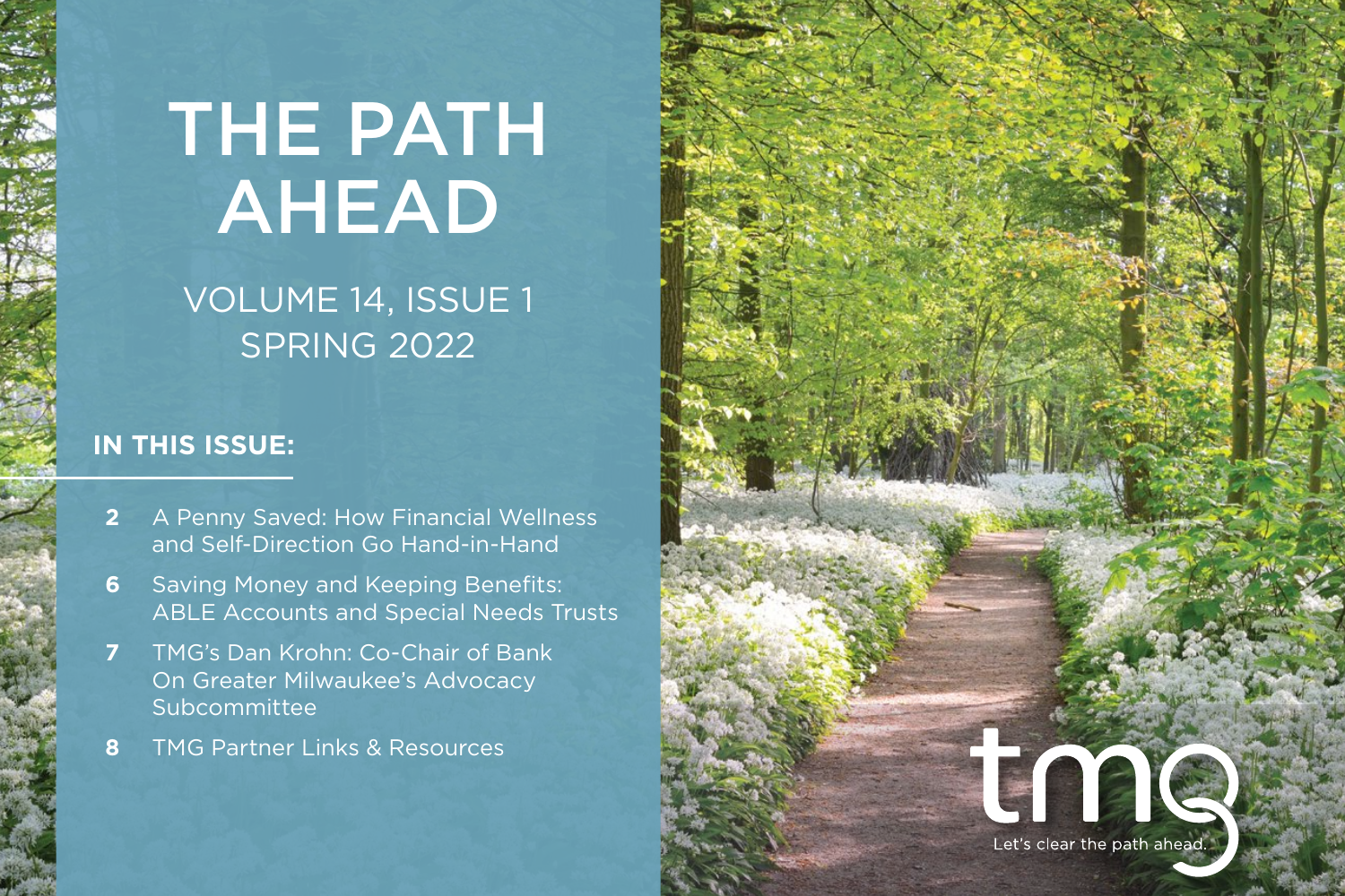# THE PATH AHEAD

VOLUME 14, ISSUE 1
SPRING 2022

## IN THIS ISSUE:

- **2** A Penny Saved: How Financial Wellness and Self-Direction Go Hand-in-Hand
- **6** Saving Money and Keeping Benefits: ABLE Accounts and Special Needs Trusts
- **7** TMG's Dan Krohn: Co-Chair of Bank On Greater Milwaukee's Advocacy Subcommittee
- **8** TMG Partner Links & Resources

tmg

Let's clear the path ahead.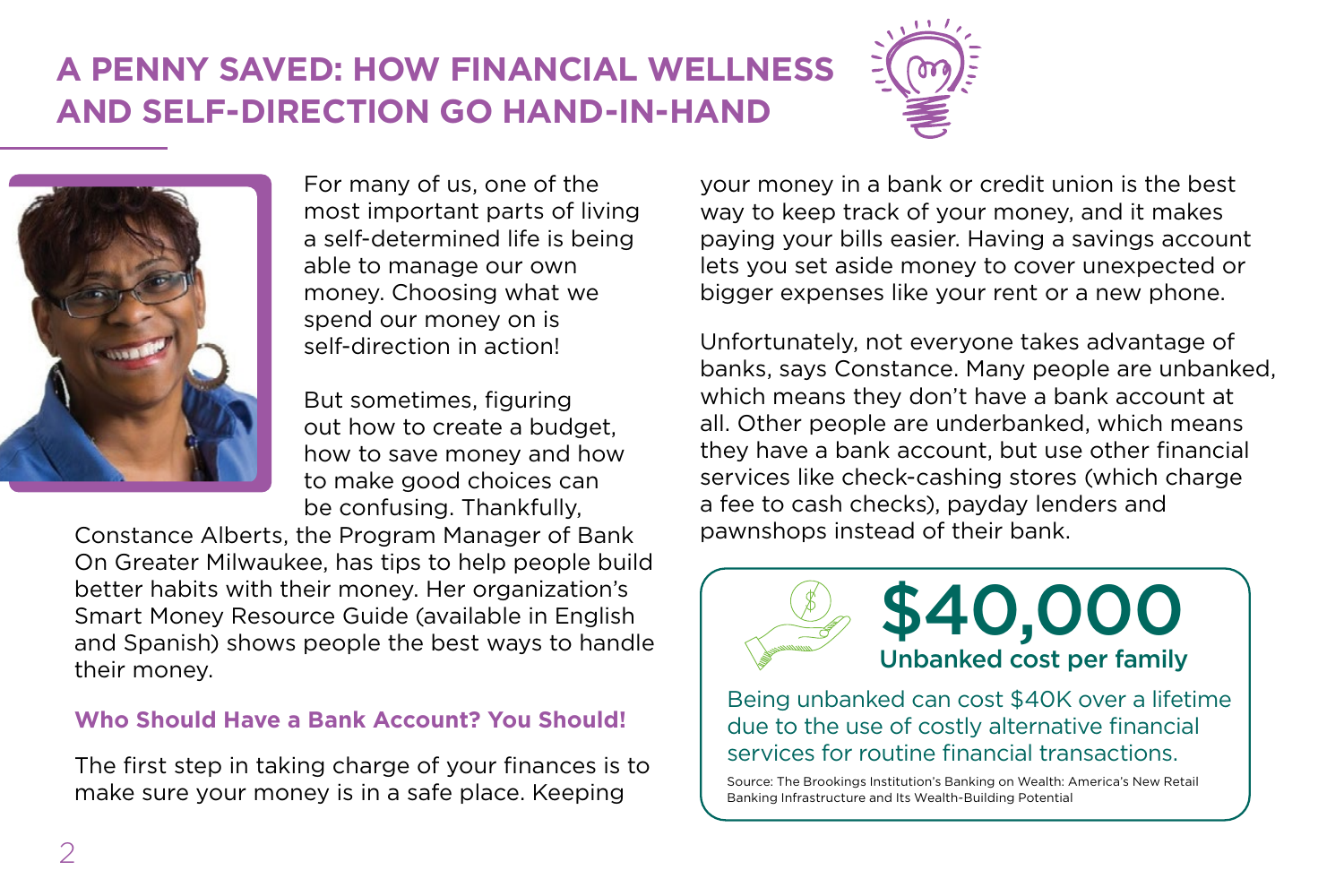# A PENNY SAVED: HOW FINANCIAL WELLNESS AND SELF-DIRECTION GO HAND-IN-HAND

For many of us, one of the most important parts of living a self-determined life is being able to manage our own money. Choosing what we spend our money on is self-direction in action!

But sometimes, figuring out how to create a budget, how to save money and how to make good choices can be confusing. Thankfully, Constance Alberts, the Program Manager of Bank On Greater Milwaukee, has tips to help people build better habits with their money. Her organization's Smart Money Resource Guide (available in English and Spanish) shows people the best ways to handle their money.

### Who Should Have a Bank Account? You Should!

The first step in taking charge of your finances is to make sure your money is in a safe place. Keeping your money in a bank or credit union is the best way to keep track of your money, and it makes paying your bills easier. Having a savings account lets you set aside money to cover unexpected or bigger expenses like your rent or a new phone.

Unfortunately, not everyone takes advantage of banks, says Constance. Many people are unbanked, which means they don't have a bank account at all. Other people are underbanked, which means they have a bank account, but use other financial services like check-cashing stores (which charge a fee to cash checks), payday lenders and pawnshops instead of their bank.

**$40,000**
**Unbanked cost per family**

Being unbanked can cost $40K over a lifetime due to the use of costly alternative financial services for routine financial transactions.

Source: The Brookings Institution's Banking on Wealth: America's New Retail Banking Infrastructure and Its Wealth-Building Potential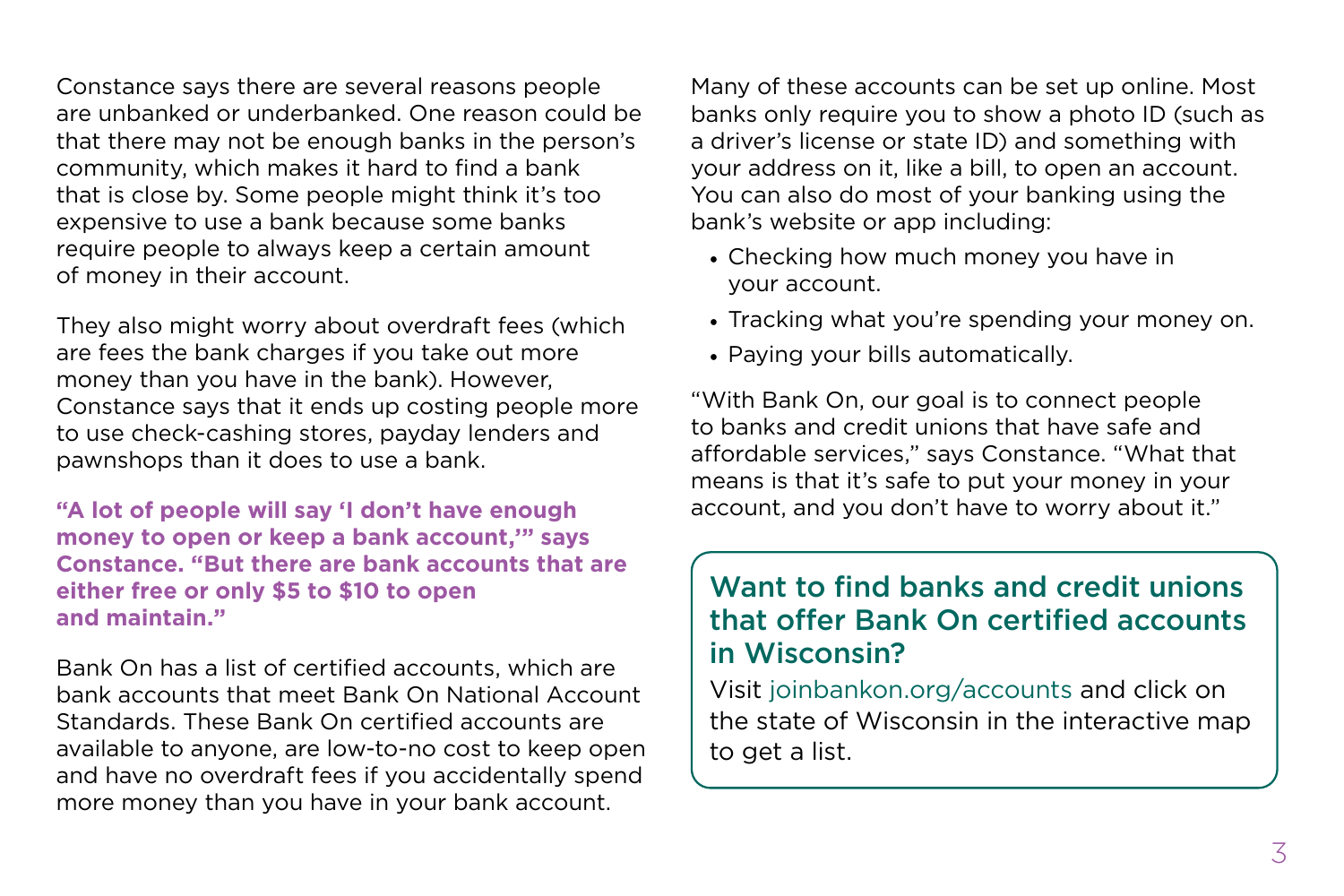Constance says there are several reasons people are unbanked or underbanked. One reason could be that there may not be enough banks in the person's community, which makes it hard to find a bank that is close by. Some people might think it's too expensive to use a bank because some banks require people to always keep a certain amount of money in their account.

They also might worry about overdraft fees (which are fees the bank charges if you take out more money than you have in the bank). However, Constance says that it ends up costing people more to use check-cashing stores, payday lenders and pawnshops than it does to use a bank.

**"A lot of people will say 'I don't have enough money to open or keep a bank account,'" says Constance. "But there are bank accounts that are either free or only $5 to $10 to open and maintain."**

Bank On has a list of certified accounts, which are bank accounts that meet Bank On National Account Standards. These Bank On certified accounts are available to anyone, are low-to-no cost to keep open and have no overdraft fees if you accidentally spend more money than you have in your bank account.

Many of these accounts can be set up online. Most banks only require you to show a photo ID (such as a driver's license or state ID) and something with your address on it, like a bill, to open an account. You can also do most of your banking using the bank's website or app including:

- Checking how much money you have in your account.
- Tracking what you're spending your money on.
- Paying your bills automatically.

"With Bank On, our goal is to connect people to banks and credit unions that have safe and affordable services," says Constance. "What that means is that it's safe to put your money in your account, and you don't have to worry about it."

## Want to find banks and credit unions that offer Bank On certified accounts in Wisconsin?

Visit joinbankon.org/accounts and click on the state of Wisconsin in the interactive map to get a list.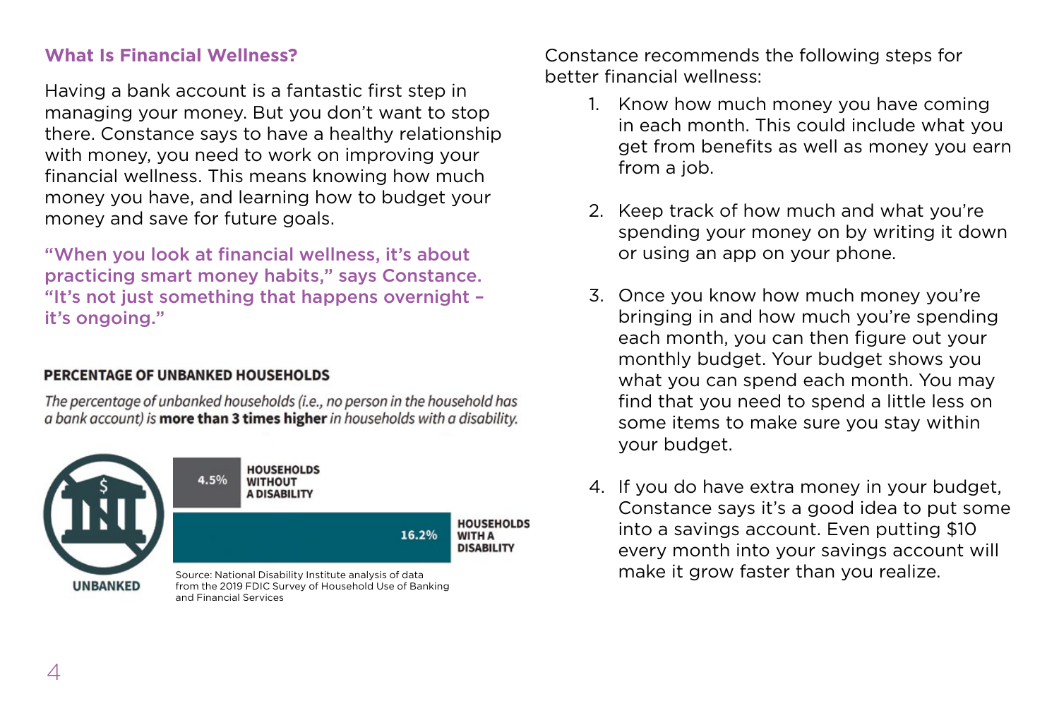## What Is Financial Wellness?

Having a bank account is a fantastic first step in managing your money. But you don't want to stop there. Constance says to have a healthy relationship with money, you need to work on improving your financial wellness. This means knowing how much money you have, and learning how to budget your money and save for future goals.

**"When you look at financial wellness, it's about practicing smart money habits," says Constance. "It's not just something that happens overnight – it's ongoing."**

**PERCENTAGE OF UNBANKED HOUSEHOLDS**

*The percentage of unbanked households (i.e., no person in the household has a bank account) is* **more than 3 times higher** *in households with a disability.*

UNBANKED

| Household type | Percentage |
| --- | --- |
| HOUSEHOLDS WITHOUT A DISABILITY | 4.5% |
| HOUSEHOLDS WITH A DISABILITY | 16.2% |

Source: National Disability Institute analysis of data from the 2019 FDIC Survey of Household Use of Banking and Financial Services

Constance recommends the following steps for better financial wellness:

1. Know how much money you have coming in each month. This could include what you get from benefits as well as money you earn from a job.
2. Keep track of how much and what you're spending your money on by writing it down or using an app on your phone.
3. Once you know how much money you're bringing in and how much you're spending each month, you can then figure out your monthly budget. Your budget shows you what you can spend each month. You may find that you need to spend a little less on some items to make sure you stay within your budget.
4. If you do have extra money in your budget, Constance says it's a good idea to put some into a savings account. Even putting $10 every month into your savings account will make it grow faster than you realize.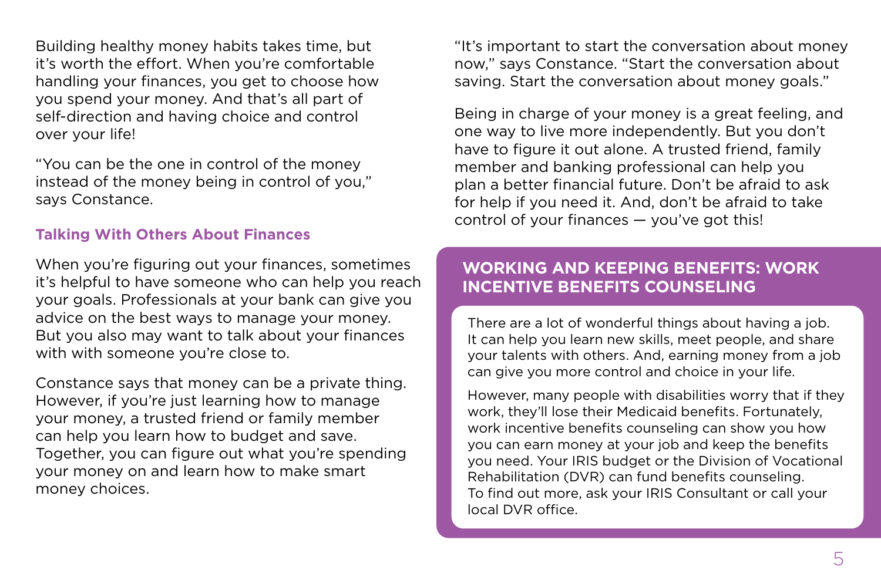Building healthy money habits takes time, but it's worth the effort. When you're comfortable handling your finances, you get to choose how you spend your money. And that's all part of self-direction and having choice and control over your life!

"You can be the one in control of the money instead of the money being in control of you," says Constance.

### Talking With Others About Finances

When you're figuring out your finances, sometimes it's helpful to have someone who can help you reach your goals. Professionals at your bank can give you advice on the best ways to manage your money. But you also may want to talk about your finances with with someone you're close to.

Constance says that money can be a private thing. However, if you're just learning how to manage your money, a trusted friend or family member can help you learn how to budget and save. Together, you can figure out what you're spending your money on and learn how to make smart money choices.

"It's important to start the conversation about money now," says Constance. "Start the conversation about saving. Start the conversation about money goals."

Being in charge of your money is a great feeling, and one way to live more independently. But you don't have to figure it out alone. A trusted friend, family member and banking professional can help you plan a better financial future. Don't be afraid to ask for help if you need it. And, don't be afraid to take control of your finances — you've got this!

### WORKING AND KEEPING BENEFITS: WORK INCENTIVE BENEFITS COUNSELING

There are a lot of wonderful things about having a job. It can help you learn new skills, meet people, and share your talents with others. And, earning money from a job can give you more control and choice in your life.

However, many people with disabilities worry that if they work, they'll lose their Medicaid benefits. Fortunately, work incentive benefits counseling can show you how you can earn money at your job and keep the benefits you need. Your IRIS budget or the Division of Vocational Rehabilitation (DVR) can fund benefits counseling. To find out more, ask your IRIS Consultant or call your local DVR office.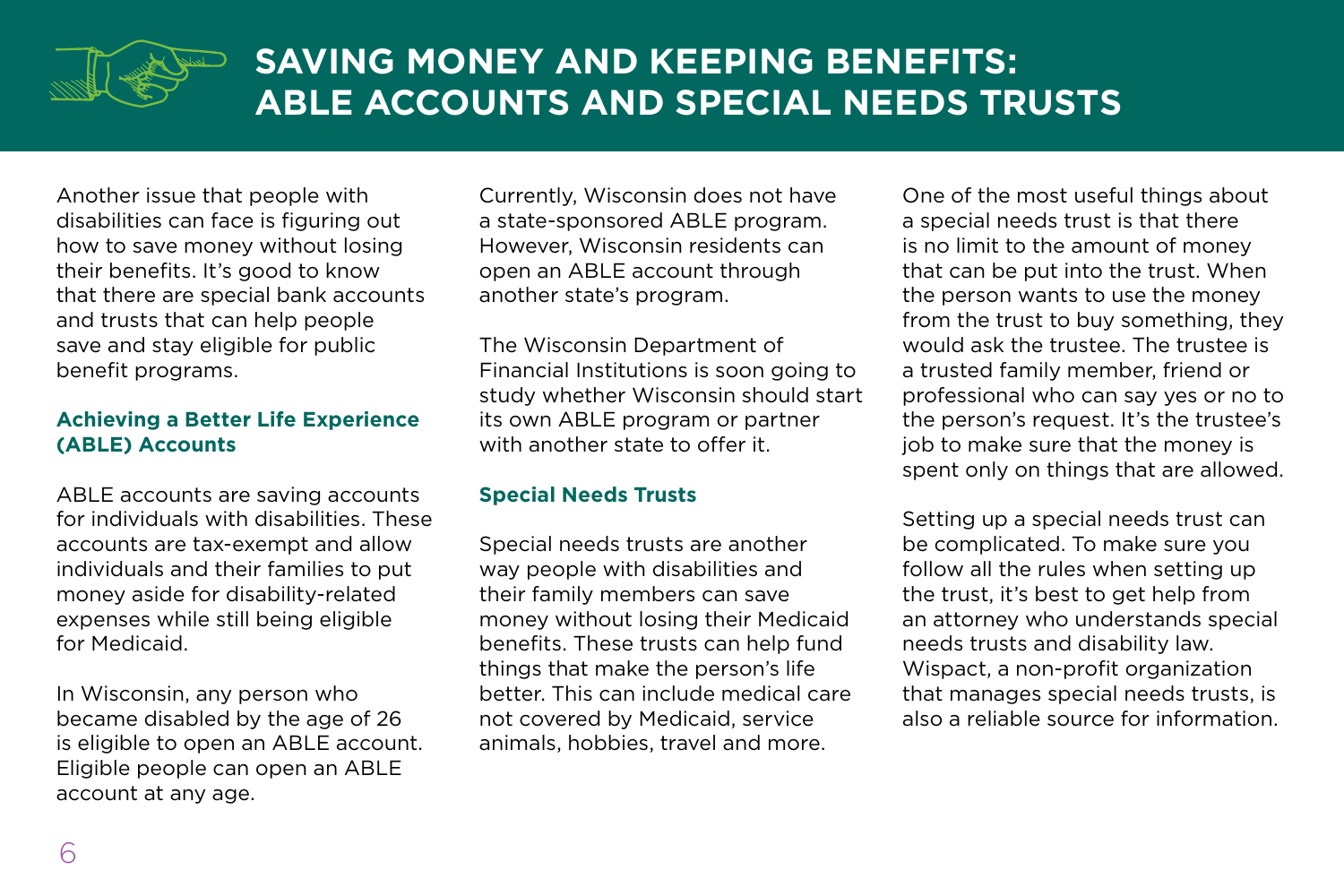# SAVING MONEY AND KEEPING BENEFITS: ABLE ACCOUNTS AND SPECIAL NEEDS TRUSTS

Another issue that people with disabilities can face is figuring out how to save money without losing their benefits. It's good to know that there are special bank accounts and trusts that can help people save and stay eligible for public benefit programs.

## Achieving a Better Life Experience (ABLE) Accounts

ABLE accounts are saving accounts for individuals with disabilities. These accounts are tax-exempt and allow individuals and their families to put money aside for disability-related expenses while still being eligible for Medicaid.

In Wisconsin, any person who became disabled by the age of 26 is eligible to open an ABLE account. Eligible people can open an ABLE account at any age.

Currently, Wisconsin does not have a state-sponsored ABLE program. However, Wisconsin residents can open an ABLE account through another state's program.

The Wisconsin Department of Financial Institutions is soon going to study whether Wisconsin should start its own ABLE program or partner with another state to offer it.

## Special Needs Trusts

Special needs trusts are another way people with disabilities and their family members can save money without losing their Medicaid benefits. These trusts can help fund things that make the person's life better. This can include medical care not covered by Medicaid, service animals, hobbies, travel and more.

One of the most useful things about a special needs trust is that there is no limit to the amount of money that can be put into the trust. When the person wants to use the money from the trust to buy something, they would ask the trustee. The trustee is a trusted family member, friend or professional who can say yes or no to the person's request. It's the trustee's job to make sure that the money is spent only on things that are allowed.

Setting up a special needs trust can be complicated. To make sure you follow all the rules when setting up the trust, it's best to get help from an attorney who understands special needs trusts and disability law. Wispact, a non-profit organization that manages special needs trusts, is also a reliable source for information.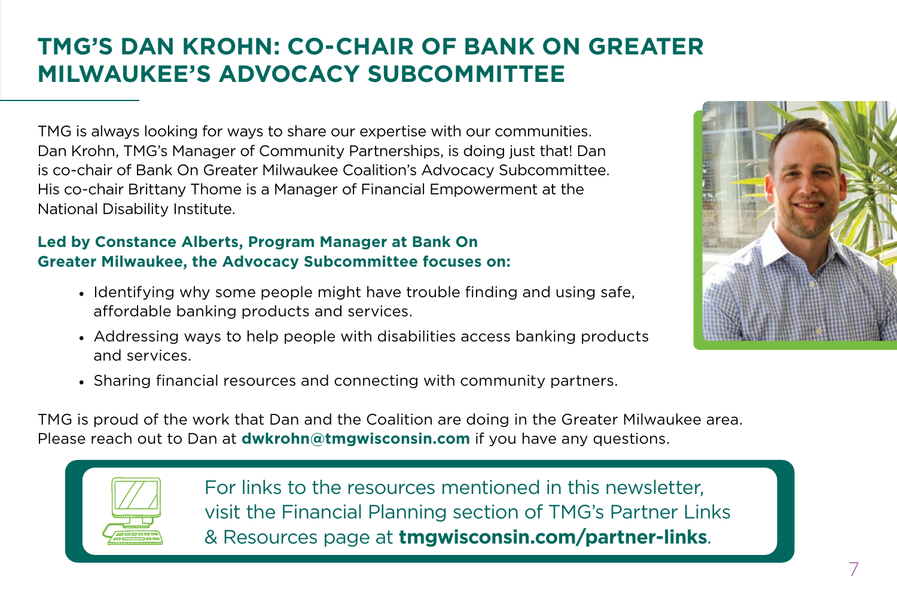# TMG'S DAN KROHN: CO-CHAIR OF BANK ON GREATER MILWAUKEE'S ADVOCACY SUBCOMMITTEE

TMG is always looking for ways to share our expertise with our communities. Dan Krohn, TMG's Manager of Community Partnerships, is doing just that! Dan is co-chair of Bank On Greater Milwaukee Coalition's Advocacy Subcommittee. His co-chair Brittany Thome is a Manager of Financial Empowerment at the National Disability Institute.

**Led by Constance Alberts, Program Manager at Bank On Greater Milwaukee, the Advocacy Subcommittee focuses on:**

- Identifying why some people might have trouble finding and using safe, affordable banking products and services.
- Addressing ways to help people with disabilities access banking products and services.
- Sharing financial resources and connecting with community partners.

TMG is proud of the work that Dan and the Coalition are doing in the Greater Milwaukee area. Please reach out to Dan at **dwkrohn@tmgwisconsin.com** if you have any questions.

For links to the resources mentioned in this newsletter, visit the Financial Planning section of TMG's Partner Links & Resources page at **tmgwisconsin.com/partner-links**.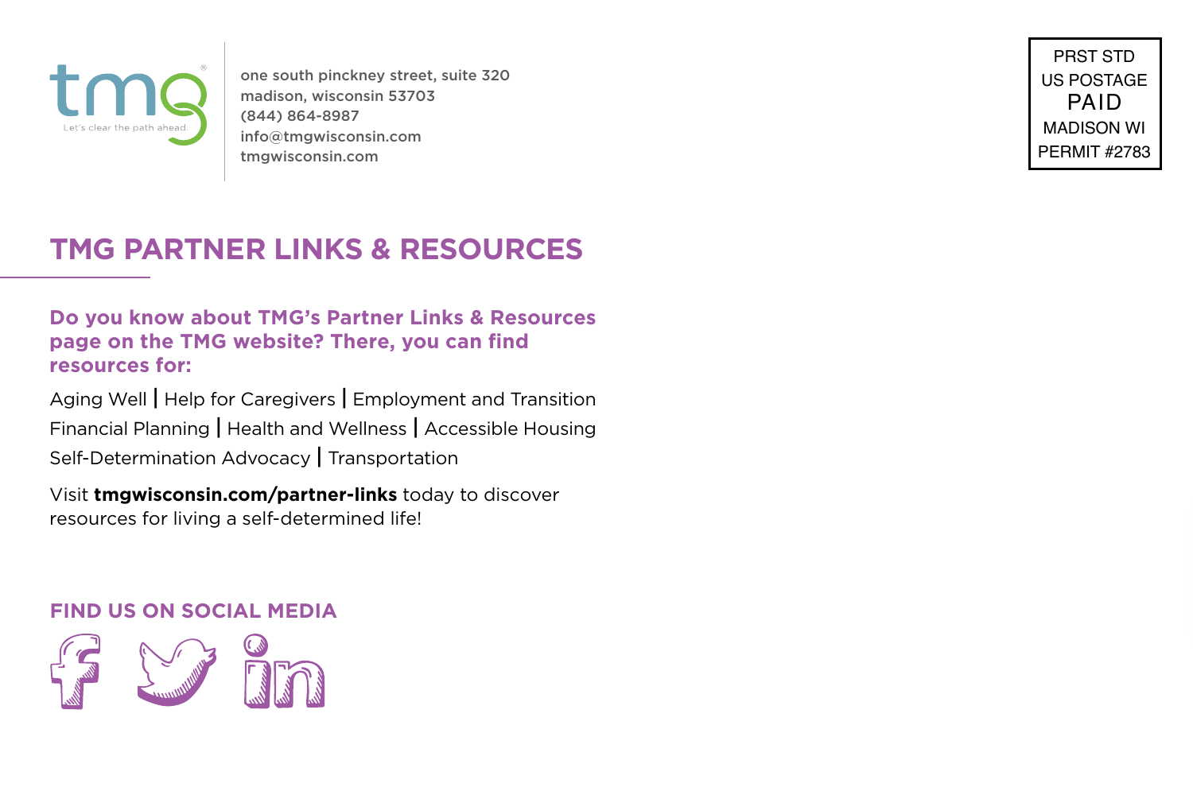tmg®

Let's clear the path ahead.

one south pinckney street, suite 320
madison, wisconsin 53703
(844) 864-8987
info@tmgwisconsin.com
tmgwisconsin.com

PRST STD
US POSTAGE
PAID
MADISON WI
PERMIT #2783

# TMG PARTNER LINKS & RESOURCES

**Do you know about TMG's Partner Links & Resources page on the TMG website? There, you can find resources for:**

Aging Well | Help for Caregivers | Employment and Transition
Financial Planning | Health and Wellness | Accessible Housing
Self-Determination Advocacy | Transportation

Visit **tmgwisconsin.com/partner-links** today to discover resources for living a self-determined life!

## FIND US ON SOCIAL MEDIA